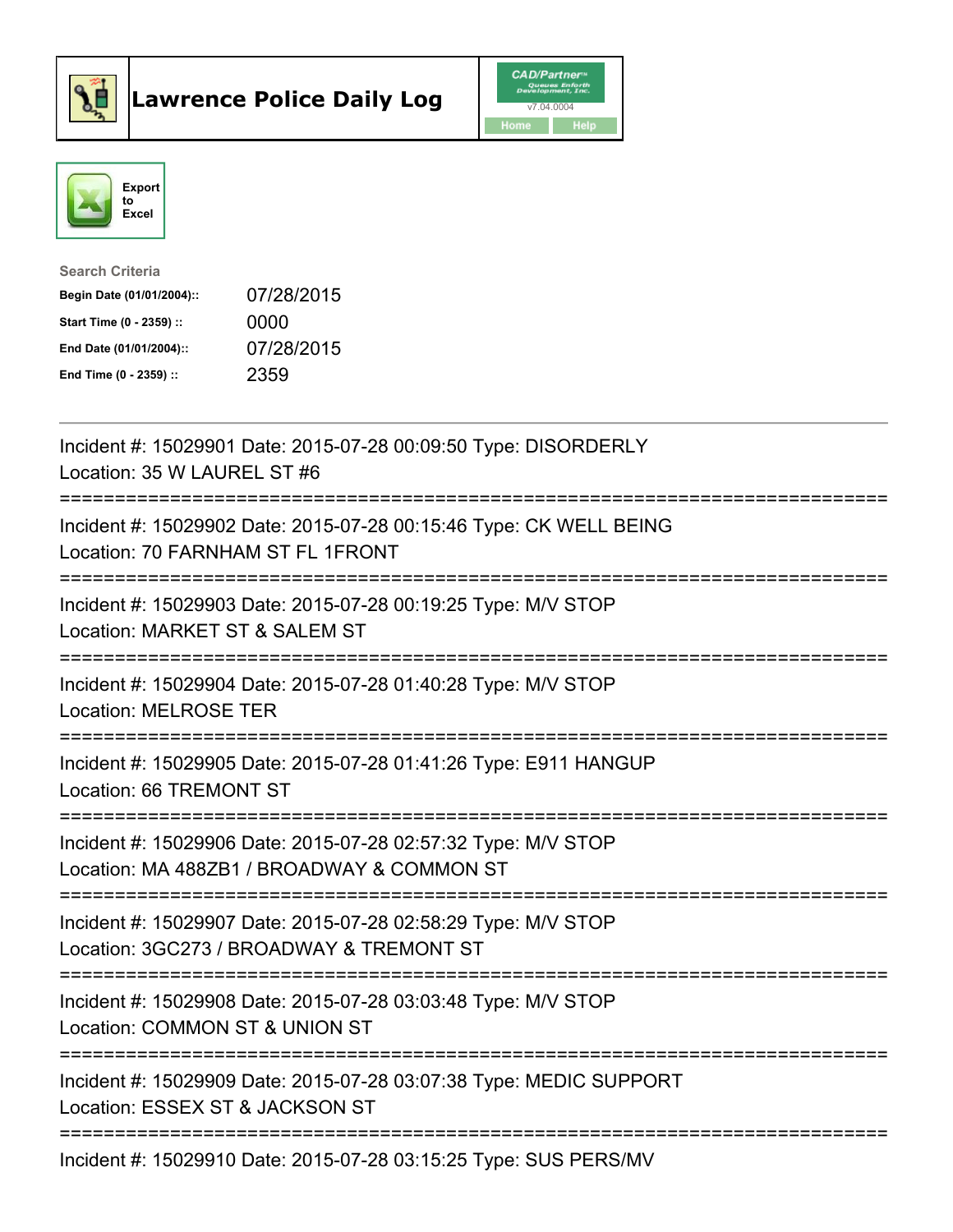# Lawrence Police Daily Log

CAD/Partner
v7.04.0004
Home Help

Export to Excel

**Search Criteria**

| | |
|---|---|
| **Begin Date (01/01/2004)::** | 07/28/2015 |
| **Start Time (0 - 2359) ::** | 0000 |
| **End Date (01/01/2004)::** | 07/28/2015 |
| **End Time (0 - 2359) ::** | 2359 |

---

Incident #: 15029901 Date: 2015-07-28 00:09:50 Type: DISORDERLY
Location: 35 W LAUREL ST #6

===========================================================================

Incident #: 15029902 Date: 2015-07-28 00:15:46 Type: CK WELL BEING
Location: 70 FARNHAM ST FL 1FRONT

===========================================================================

Incident #: 15029903 Date: 2015-07-28 00:19:25 Type: M/V STOP
Location: MARKET ST & SALEM ST

===========================================================================

Incident #: 15029904 Date: 2015-07-28 01:40:28 Type: M/V STOP
Location: MELROSE TER

===========================================================================

Incident #: 15029905 Date: 2015-07-28 01:41:26 Type: E911 HANGUP
Location: 66 TREMONT ST

===========================================================================

Incident #: 15029906 Date: 2015-07-28 02:57:32 Type: M/V STOP
Location: MA 488ZB1 / BROADWAY & COMMON ST

===========================================================================

Incident #: 15029907 Date: 2015-07-28 02:58:29 Type: M/V STOP
Location: 3GC273 / BROADWAY & TREMONT ST

===========================================================================

Incident #: 15029908 Date: 2015-07-28 03:03:48 Type: M/V STOP
Location: COMMON ST & UNION ST

===========================================================================

Incident #: 15029909 Date: 2015-07-28 03:07:38 Type: MEDIC SUPPORT
Location: ESSEX ST & JACKSON ST

===========================================================================

Incident #: 15029910 Date: 2015-07-28 03:15:25 Type: SUS PERS/MV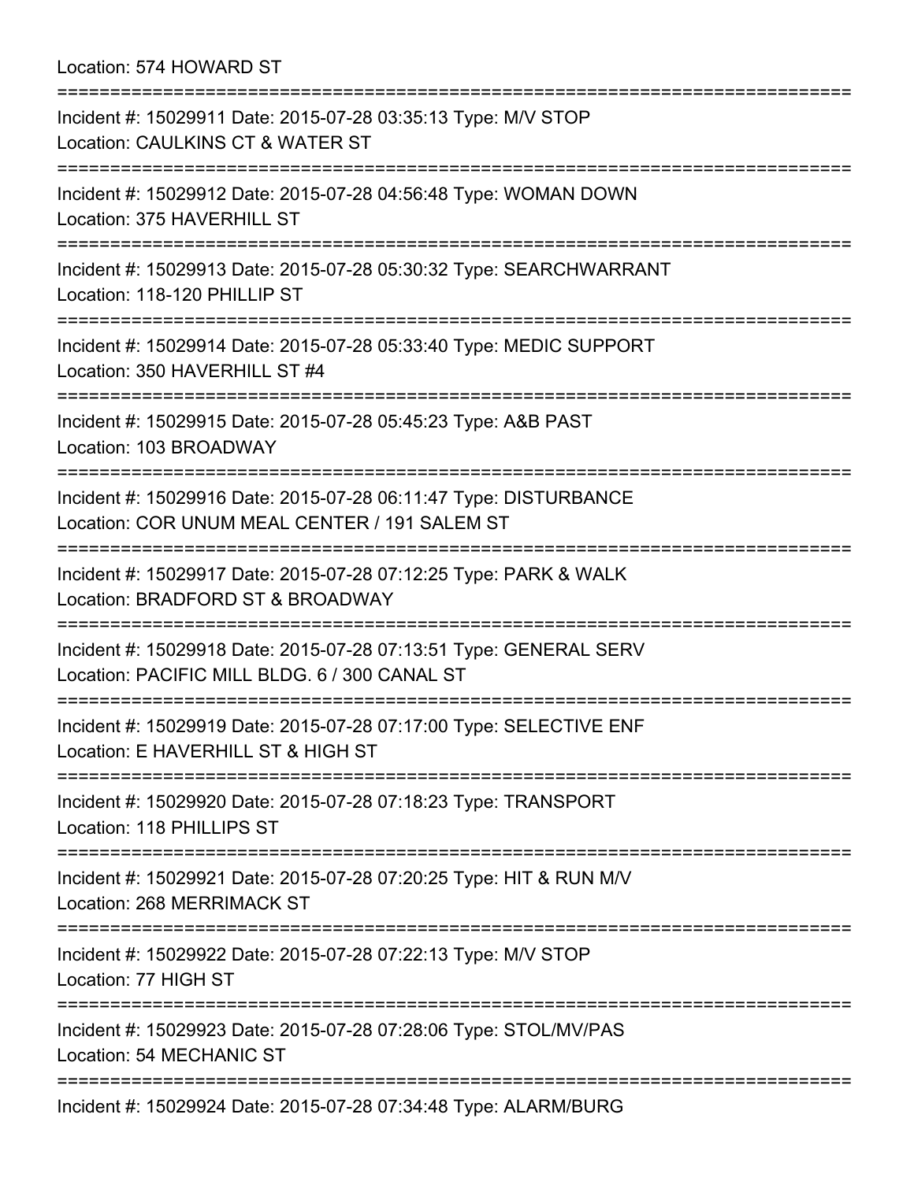Location: 574 HOWARD ST

===========================================================================

Incident #: 15029911 Date: 2015-07-28 03:35:13 Type: M/V STOP
Location: CAULKINS CT & WATER ST

===========================================================================

Incident #: 15029912 Date: 2015-07-28 04:56:48 Type: WOMAN DOWN
Location: 375 HAVERHILL ST

===========================================================================

Incident #: 15029913 Date: 2015-07-28 05:30:32 Type: SEARCHWARRANT
Location: 118-120 PHILLIP ST

===========================================================================

Incident #: 15029914 Date: 2015-07-28 05:33:40 Type: MEDIC SUPPORT
Location: 350 HAVERHILL ST #4

===========================================================================

Incident #: 15029915 Date: 2015-07-28 05:45:23 Type: A&B PAST
Location: 103 BROADWAY

===========================================================================

Incident #: 15029916 Date: 2015-07-28 06:11:47 Type: DISTURBANCE
Location: COR UNUM MEAL CENTER / 191 SALEM ST

===========================================================================

Incident #: 15029917 Date: 2015-07-28 07:12:25 Type: PARK & WALK
Location: BRADFORD ST & BROADWAY

===========================================================================

Incident #: 15029918 Date: 2015-07-28 07:13:51 Type: GENERAL SERV
Location: PACIFIC MILL BLDG. 6 / 300 CANAL ST

===========================================================================

Incident #: 15029919 Date: 2015-07-28 07:17:00 Type: SELECTIVE ENF
Location: E HAVERHILL ST & HIGH ST

===========================================================================

Incident #: 15029920 Date: 2015-07-28 07:18:23 Type: TRANSPORT
Location: 118 PHILLIPS ST

===========================================================================

Incident #: 15029921 Date: 2015-07-28 07:20:25 Type: HIT & RUN M/V
Location: 268 MERRIMACK ST

===========================================================================

Incident #: 15029922 Date: 2015-07-28 07:22:13 Type: M/V STOP
Location: 77 HIGH ST

===========================================================================

Incident #: 15029923 Date: 2015-07-28 07:28:06 Type: STOL/MV/PAS
Location: 54 MECHANIC ST

===========================================================================

Incident #: 15029924 Date: 2015-07-28 07:34:48 Type: ALARM/BURG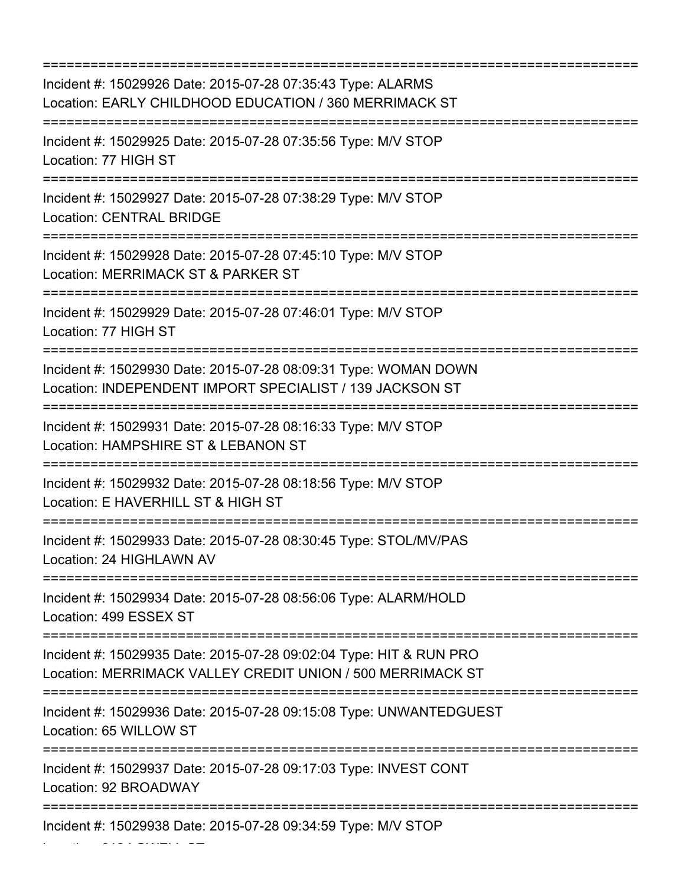===========================================================================

Incident #: 15029926 Date: 2015-07-28 07:35:43 Type: ALARMS
Location: EARLY CHILDHOOD EDUCATION / 360 MERRIMACK ST

===========================================================================

Incident #: 15029925 Date: 2015-07-28 07:35:56 Type: M/V STOP
Location: 77 HIGH ST

===========================================================================

Incident #: 15029927 Date: 2015-07-28 07:38:29 Type: M/V STOP
Location: CENTRAL BRIDGE

===========================================================================

Incident #: 15029928 Date: 2015-07-28 07:45:10 Type: M/V STOP
Location: MERRIMACK ST & PARKER ST

===========================================================================

Incident #: 15029929 Date: 2015-07-28 07:46:01 Type: M/V STOP
Location: 77 HIGH ST

===========================================================================

Incident #: 15029930 Date: 2015-07-28 08:09:31 Type: WOMAN DOWN
Location: INDEPENDENT IMPORT SPECIALIST / 139 JACKSON ST

===========================================================================

Incident #: 15029931 Date: 2015-07-28 08:16:33 Type: M/V STOP
Location: HAMPSHIRE ST & LEBANON ST

===========================================================================

Incident #: 15029932 Date: 2015-07-28 08:18:56 Type: M/V STOP
Location: E HAVERHILL ST & HIGH ST

===========================================================================

Incident #: 15029933 Date: 2015-07-28 08:30:45 Type: STOL/MV/PAS
Location: 24 HIGHLAWN AV

===========================================================================

Incident #: 15029934 Date: 2015-07-28 08:56:06 Type: ALARM/HOLD
Location: 499 ESSEX ST

===========================================================================

Incident #: 15029935 Date: 2015-07-28 09:02:04 Type: HIT & RUN PRO
Location: MERRIMACK VALLEY CREDIT UNION / 500 MERRIMACK ST

===========================================================================

Incident #: 15029936 Date: 2015-07-28 09:15:08 Type: UNWANTEDGUEST
Location: 65 WILLOW ST

===========================================================================

Incident #: 15029937 Date: 2015-07-28 09:17:03 Type: INVEST CONT
Location: 92 BROADWAY

===========================================================================

Incident #: 15029938 Date: 2015-07-28 09:34:59 Type: M/V STOP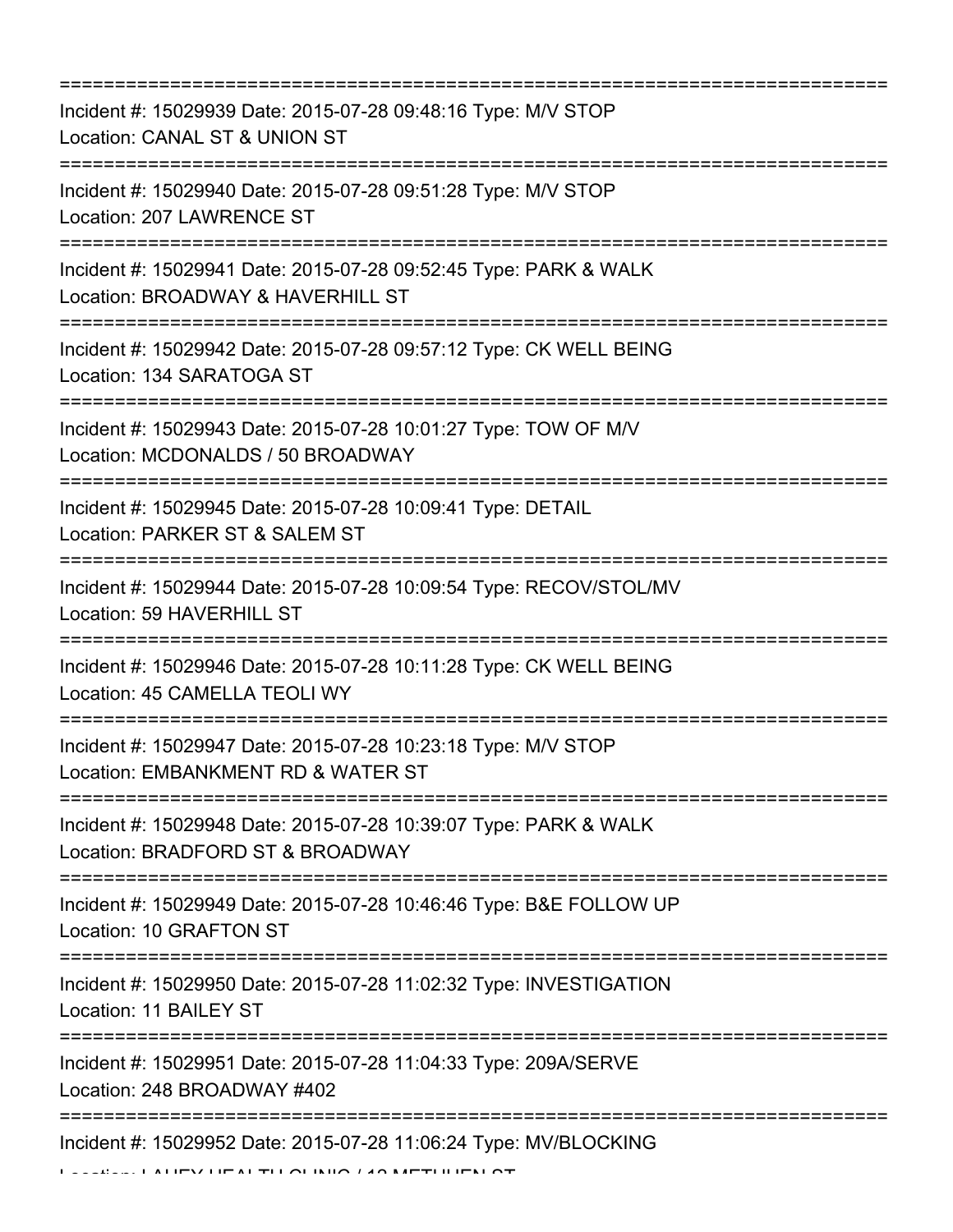===========================================================================
Incident #: 15029939 Date: 2015-07-28 09:48:16 Type: M/V STOP
Location: CANAL ST & UNION ST
===========================================================================
Incident #: 15029940 Date: 2015-07-28 09:51:28 Type: M/V STOP
Location: 207 LAWRENCE ST
===========================================================================
Incident #: 15029941 Date: 2015-07-28 09:52:45 Type: PARK & WALK
Location: BROADWAY & HAVERHILL ST
===========================================================================
Incident #: 15029942 Date: 2015-07-28 09:57:12 Type: CK WELL BEING
Location: 134 SARATOGA ST
===========================================================================
Incident #: 15029943 Date: 2015-07-28 10:01:27 Type: TOW OF M/V
Location: MCDONALDS / 50 BROADWAY
===========================================================================
Incident #: 15029945 Date: 2015-07-28 10:09:41 Type: DETAIL
Location: PARKER ST & SALEM ST
===========================================================================
Incident #: 15029944 Date: 2015-07-28 10:09:54 Type: RECOV/STOL/MV
Location: 59 HAVERHILL ST
===========================================================================
Incident #: 15029946 Date: 2015-07-28 10:11:28 Type: CK WELL BEING
Location: 45 CAMELLA TEOLI WY
===========================================================================
Incident #: 15029947 Date: 2015-07-28 10:23:18 Type: M/V STOP
Location: EMBANKMENT RD & WATER ST
===========================================================================
Incident #: 15029948 Date: 2015-07-28 10:39:07 Type: PARK & WALK
Location: BRADFORD ST & BROADWAY
===========================================================================
Incident #: 15029949 Date: 2015-07-28 10:46:46 Type: B&E FOLLOW UP
Location: 10 GRAFTON ST
===========================================================================
Incident #: 15029950 Date: 2015-07-28 11:02:32 Type: INVESTIGATION
Location: 11 BAILEY ST
===========================================================================
Incident #: 15029951 Date: 2015-07-28 11:04:33 Type: 209A/SERVE
Location: 248 BROADWAY #402
===========================================================================
Incident #: 15029952 Date: 2015-07-28 11:06:24 Type: MV/BLOCKING
Location: LAHEY HEALTH CLINIC / 12 METHUEN ST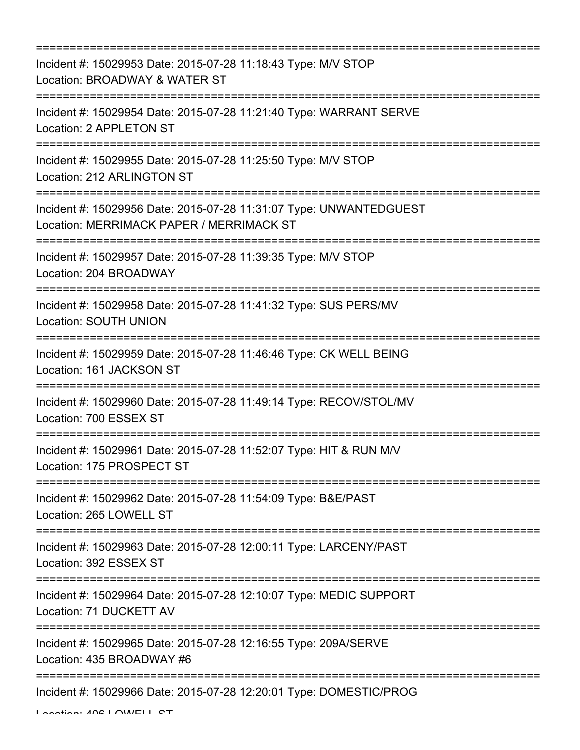===========================================================================

Incident #: 15029953 Date: 2015-07-28 11:18:43 Type: M/V STOP
Location: BROADWAY & WATER ST

===========================================================================

Incident #: 15029954 Date: 2015-07-28 11:21:40 Type: WARRANT SERVE
Location: 2 APPLETON ST

===========================================================================

Incident #: 15029955 Date: 2015-07-28 11:25:50 Type: M/V STOP
Location: 212 ARLINGTON ST

===========================================================================

Incident #: 15029956 Date: 2015-07-28 11:31:07 Type: UNWANTEDGUEST
Location: MERRIMACK PAPER / MERRIMACK ST

===========================================================================

Incident #: 15029957 Date: 2015-07-28 11:39:35 Type: M/V STOP
Location: 204 BROADWAY

===========================================================================

Incident #: 15029958 Date: 2015-07-28 11:41:32 Type: SUS PERS/MV
Location: SOUTH UNION

===========================================================================

Incident #: 15029959 Date: 2015-07-28 11:46:46 Type: CK WELL BEING
Location: 161 JACKSON ST

===========================================================================

Incident #: 15029960 Date: 2015-07-28 11:49:14 Type: RECOV/STOL/MV
Location: 700 ESSEX ST

===========================================================================

Incident #: 15029961 Date: 2015-07-28 11:52:07 Type: HIT & RUN M/V
Location: 175 PROSPECT ST

===========================================================================

Incident #: 15029962 Date: 2015-07-28 11:54:09 Type: B&E/PAST
Location: 265 LOWELL ST

===========================================================================

Incident #: 15029963 Date: 2015-07-28 12:00:11 Type: LARCENY/PAST
Location: 392 ESSEX ST

===========================================================================

Incident #: 15029964 Date: 2015-07-28 12:10:07 Type: MEDIC SUPPORT
Location: 71 DUCKETT AV

===========================================================================

Incident #: 15029965 Date: 2015-07-28 12:16:55 Type: 209A/SERVE
Location: 435 BROADWAY #6

===========================================================================

Incident #: 15029966 Date: 2015-07-28 12:20:01 Type: DOMESTIC/PROG
Location: 406 LOWELL ST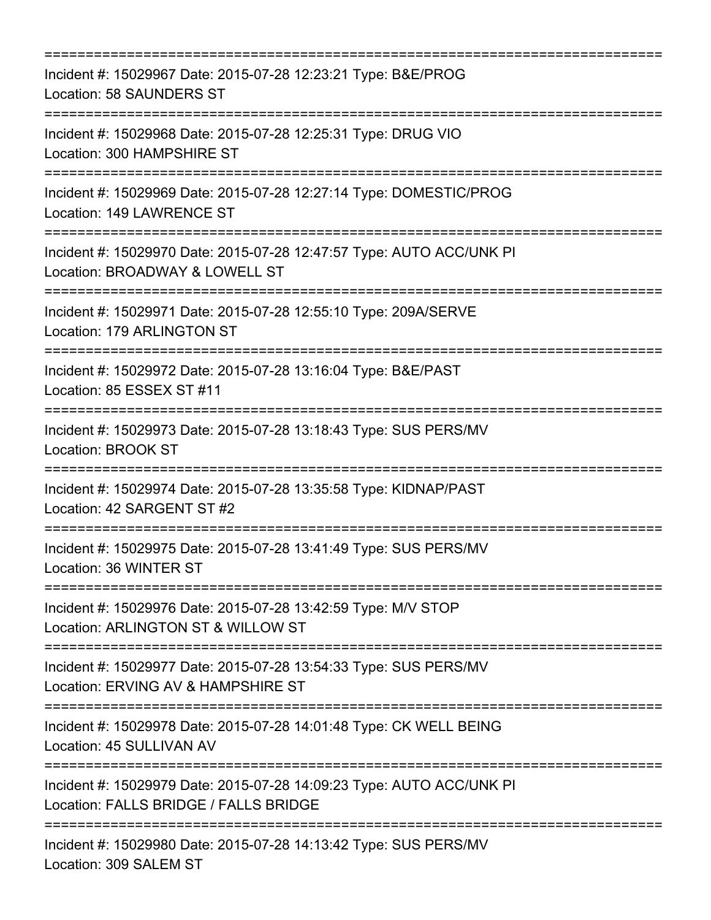===========================================================================

Incident #: 15029967 Date: 2015-07-28 12:23:21 Type: B&E/PROG
Location: 58 SAUNDERS ST

===========================================================================

Incident #: 15029968 Date: 2015-07-28 12:25:31 Type: DRUG VIO
Location: 300 HAMPSHIRE ST

===========================================================================

Incident #: 15029969 Date: 2015-07-28 12:27:14 Type: DOMESTIC/PROG
Location: 149 LAWRENCE ST

===========================================================================

Incident #: 15029970 Date: 2015-07-28 12:47:57 Type: AUTO ACC/UNK PI
Location: BROADWAY & LOWELL ST

===========================================================================

Incident #: 15029971 Date: 2015-07-28 12:55:10 Type: 209A/SERVE
Location: 179 ARLINGTON ST

===========================================================================

Incident #: 15029972 Date: 2015-07-28 13:16:04 Type: B&E/PAST
Location: 85 ESSEX ST #11

===========================================================================

Incident #: 15029973 Date: 2015-07-28 13:18:43 Type: SUS PERS/MV
Location: BROOK ST

===========================================================================

Incident #: 15029974 Date: 2015-07-28 13:35:58 Type: KIDNAP/PAST
Location: 42 SARGENT ST #2

===========================================================================

Incident #: 15029975 Date: 2015-07-28 13:41:49 Type: SUS PERS/MV
Location: 36 WINTER ST

===========================================================================

Incident #: 15029976 Date: 2015-07-28 13:42:59 Type: M/V STOP
Location: ARLINGTON ST & WILLOW ST

===========================================================================

Incident #: 15029977 Date: 2015-07-28 13:54:33 Type: SUS PERS/MV
Location: ERVING AV & HAMPSHIRE ST

===========================================================================

Incident #: 15029978 Date: 2015-07-28 14:01:48 Type: CK WELL BEING
Location: 45 SULLIVAN AV

===========================================================================

Incident #: 15029979 Date: 2015-07-28 14:09:23 Type: AUTO ACC/UNK PI
Location: FALLS BRIDGE / FALLS BRIDGE

===========================================================================

Incident #: 15029980 Date: 2015-07-28 14:13:42 Type: SUS PERS/MV
Location: 309 SALEM ST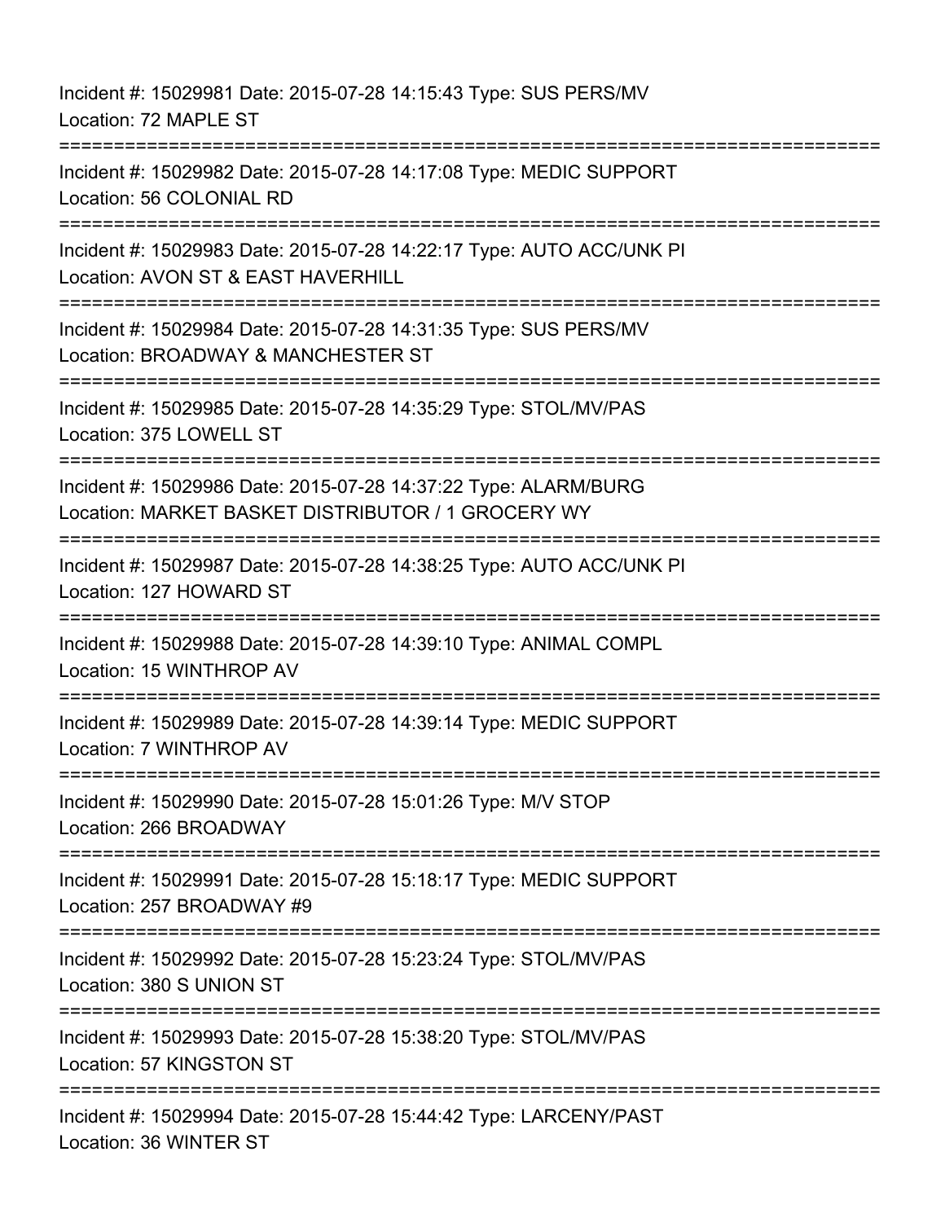Incident #: 15029981 Date: 2015-07-28 14:15:43 Type: SUS PERS/MV
Location: 72 MAPLE ST

===========================================================================

Incident #: 15029982 Date: 2015-07-28 14:17:08 Type: MEDIC SUPPORT
Location: 56 COLONIAL RD

===========================================================================

Incident #: 15029983 Date: 2015-07-28 14:22:17 Type: AUTO ACC/UNK PI
Location: AVON ST & EAST HAVERHILL

===========================================================================

Incident #: 15029984 Date: 2015-07-28 14:31:35 Type: SUS PERS/MV
Location: BROADWAY & MANCHESTER ST

===========================================================================

Incident #: 15029985 Date: 2015-07-28 14:35:29 Type: STOL/MV/PAS
Location: 375 LOWELL ST

===========================================================================

Incident #: 15029986 Date: 2015-07-28 14:37:22 Type: ALARM/BURG
Location: MARKET BASKET DISTRIBUTOR / 1 GROCERY WY

===========================================================================

Incident #: 15029987 Date: 2015-07-28 14:38:25 Type: AUTO ACC/UNK PI
Location: 127 HOWARD ST

===========================================================================

Incident #: 15029988 Date: 2015-07-28 14:39:10 Type: ANIMAL COMPL
Location: 15 WINTHROP AV

===========================================================================

Incident #: 15029989 Date: 2015-07-28 14:39:14 Type: MEDIC SUPPORT
Location: 7 WINTHROP AV

===========================================================================

Incident #: 15029990 Date: 2015-07-28 15:01:26 Type: M/V STOP
Location: 266 BROADWAY

===========================================================================

Incident #: 15029991 Date: 2015-07-28 15:18:17 Type: MEDIC SUPPORT
Location: 257 BROADWAY #9

===========================================================================

Incident #: 15029992 Date: 2015-07-28 15:23:24 Type: STOL/MV/PAS
Location: 380 S UNION ST

===========================================================================

Incident #: 15029993 Date: 2015-07-28 15:38:20 Type: STOL/MV/PAS
Location: 57 KINGSTON ST

===========================================================================

Incident #: 15029994 Date: 2015-07-28 15:44:42 Type: LARCENY/PAST
Location: 36 WINTER ST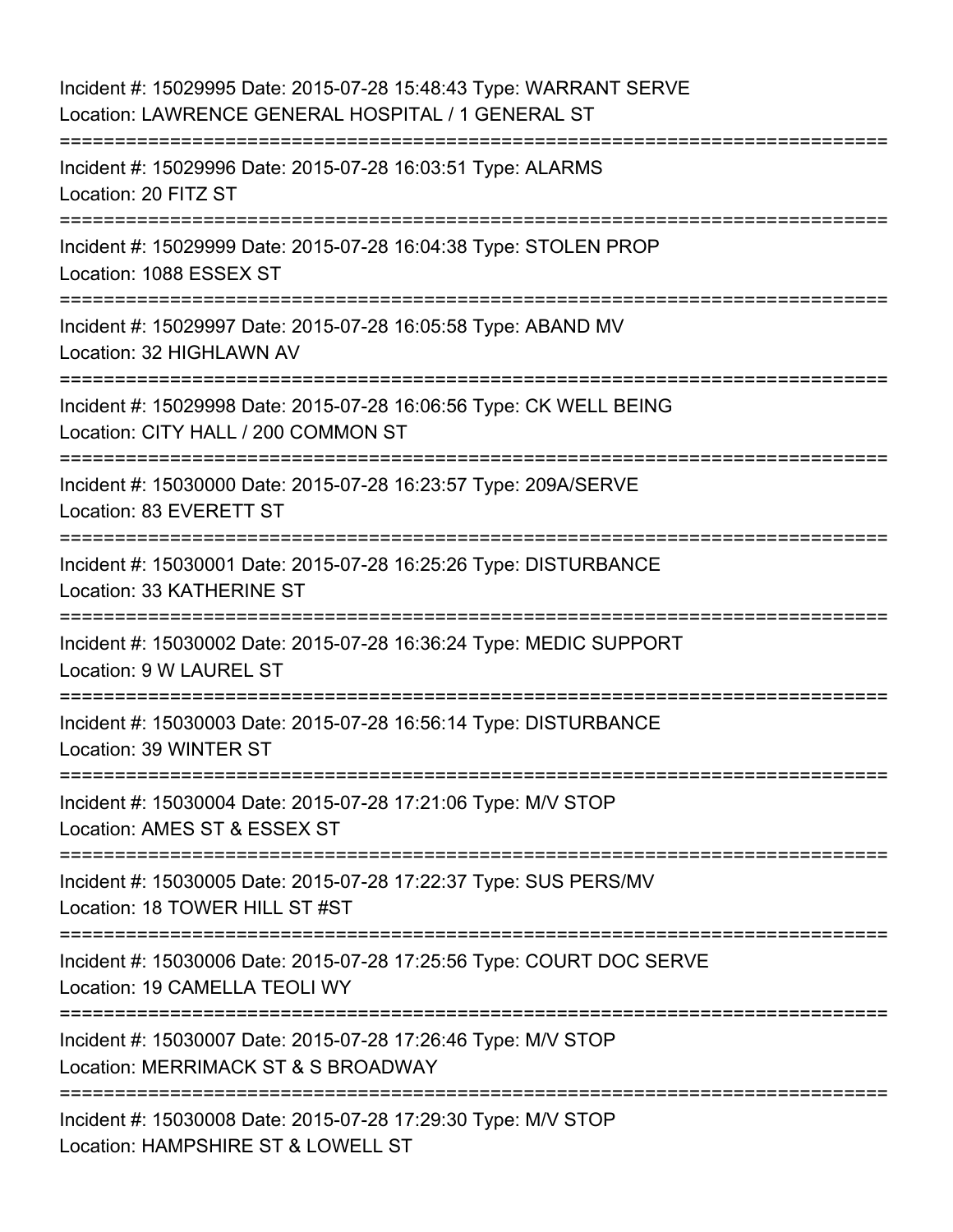Incident #: 15029995 Date: 2015-07-28 15:48:43 Type: WARRANT SERVE
Location: LAWRENCE GENERAL HOSPITAL / 1 GENERAL ST

===========================================================================

Incident #: 15029996 Date: 2015-07-28 16:03:51 Type: ALARMS
Location: 20 FITZ ST

===========================================================================

Incident #: 15029999 Date: 2015-07-28 16:04:38 Type: STOLEN PROP
Location: 1088 ESSEX ST

===========================================================================

Incident #: 15029997 Date: 2015-07-28 16:05:58 Type: ABAND MV
Location: 32 HIGHLAWN AV

===========================================================================

Incident #: 15029998 Date: 2015-07-28 16:06:56 Type: CK WELL BEING
Location: CITY HALL / 200 COMMON ST

===========================================================================

Incident #: 15030000 Date: 2015-07-28 16:23:57 Type: 209A/SERVE
Location: 83 EVERETT ST

===========================================================================

Incident #: 15030001 Date: 2015-07-28 16:25:26 Type: DISTURBANCE
Location: 33 KATHERINE ST

===========================================================================

Incident #: 15030002 Date: 2015-07-28 16:36:24 Type: MEDIC SUPPORT
Location: 9 W LAUREL ST

===========================================================================

Incident #: 15030003 Date: 2015-07-28 16:56:14 Type: DISTURBANCE
Location: 39 WINTER ST

===========================================================================

Incident #: 15030004 Date: 2015-07-28 17:21:06 Type: M/V STOP
Location: AMES ST & ESSEX ST

===========================================================================

Incident #: 15030005 Date: 2015-07-28 17:22:37 Type: SUS PERS/MV
Location: 18 TOWER HILL ST #ST

===========================================================================

Incident #: 15030006 Date: 2015-07-28 17:25:56 Type: COURT DOC SERVE
Location: 19 CAMELLA TEOLI WY

===========================================================================

Incident #: 15030007 Date: 2015-07-28 17:26:46 Type: M/V STOP
Location: MERRIMACK ST & S BROADWAY

===========================================================================

Incident #: 15030008 Date: 2015-07-28 17:29:30 Type: M/V STOP
Location: HAMPSHIRE ST & LOWELL ST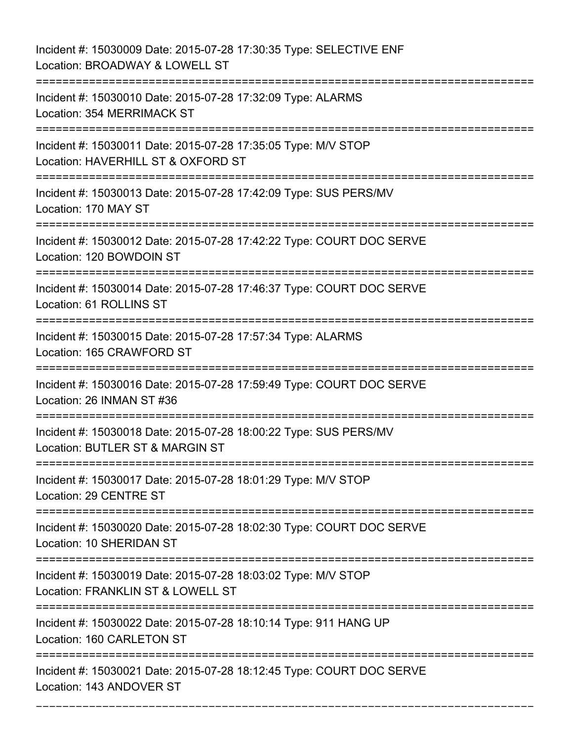Incident #: 15030009 Date: 2015-07-28 17:30:35 Type: SELECTIVE ENF
Location: BROADWAY & LOWELL ST

===========================================================================

Incident #: 15030010 Date: 2015-07-28 17:32:09 Type: ALARMS
Location: 354 MERRIMACK ST

===========================================================================

Incident #: 15030011 Date: 2015-07-28 17:35:05 Type: M/V STOP
Location: HAVERHILL ST & OXFORD ST

===========================================================================

Incident #: 15030013 Date: 2015-07-28 17:42:09 Type: SUS PERS/MV
Location: 170 MAY ST

===========================================================================

Incident #: 15030012 Date: 2015-07-28 17:42:22 Type: COURT DOC SERVE
Location: 120 BOWDOIN ST

===========================================================================

Incident #: 15030014 Date: 2015-07-28 17:46:37 Type: COURT DOC SERVE
Location: 61 ROLLINS ST

===========================================================================

Incident #: 15030015 Date: 2015-07-28 17:57:34 Type: ALARMS
Location: 165 CRAWFORD ST

===========================================================================

Incident #: 15030016 Date: 2015-07-28 17:59:49 Type: COURT DOC SERVE
Location: 26 INMAN ST #36

===========================================================================

Incident #: 15030018 Date: 2015-07-28 18:00:22 Type: SUS PERS/MV
Location: BUTLER ST & MARGIN ST

===========================================================================

Incident #: 15030017 Date: 2015-07-28 18:01:29 Type: M/V STOP
Location: 29 CENTRE ST

===========================================================================

Incident #: 15030020 Date: 2015-07-28 18:02:30 Type: COURT DOC SERVE
Location: 10 SHERIDAN ST

===========================================================================

Incident #: 15030019 Date: 2015-07-28 18:03:02 Type: M/V STOP
Location: FRANKLIN ST & LOWELL ST

===========================================================================

Incident #: 15030022 Date: 2015-07-28 18:10:14 Type: 911 HANG UP
Location: 160 CARLETON ST

===========================================================================

Incident #: 15030021 Date: 2015-07-28 18:12:45 Type: COURT DOC SERVE
Location: 143 ANDOVER ST

===========================================================================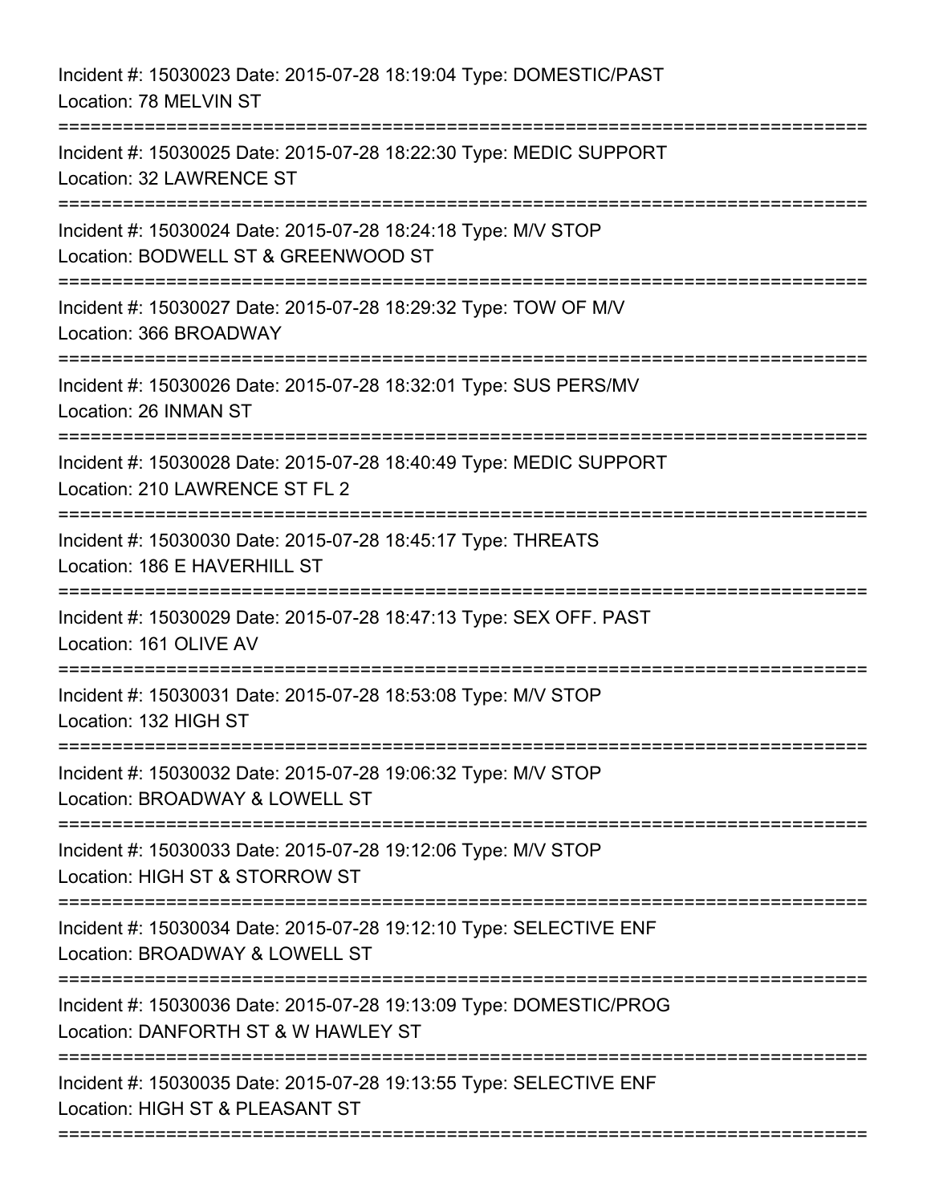Incident #: 15030023 Date: 2015-07-28 18:19:04 Type: DOMESTIC/PAST
Location: 78 MELVIN ST
===========================================================================
Incident #: 15030025 Date: 2015-07-28 18:22:30 Type: MEDIC SUPPORT
Location: 32 LAWRENCE ST
===========================================================================
Incident #: 15030024 Date: 2015-07-28 18:24:18 Type: M/V STOP
Location: BODWELL ST & GREENWOOD ST
===========================================================================
Incident #: 15030027 Date: 2015-07-28 18:29:32 Type: TOW OF M/V
Location: 366 BROADWAY
===========================================================================
Incident #: 15030026 Date: 2015-07-28 18:32:01 Type: SUS PERS/MV
Location: 26 INMAN ST
===========================================================================
Incident #: 15030028 Date: 2015-07-28 18:40:49 Type: MEDIC SUPPORT
Location: 210 LAWRENCE ST FL 2
===========================================================================
Incident #: 15030030 Date: 2015-07-28 18:45:17 Type: THREATS
Location: 186 E HAVERHILL ST
===========================================================================
Incident #: 15030029 Date: 2015-07-28 18:47:13 Type: SEX OFF. PAST
Location: 161 OLIVE AV
===========================================================================
Incident #: 15030031 Date: 2015-07-28 18:53:08 Type: M/V STOP
Location: 132 HIGH ST
===========================================================================
Incident #: 15030032 Date: 2015-07-28 19:06:32 Type: M/V STOP
Location: BROADWAY & LOWELL ST
===========================================================================
Incident #: 15030033 Date: 2015-07-28 19:12:06 Type: M/V STOP
Location: HIGH ST & STORROW ST
===========================================================================
Incident #: 15030034 Date: 2015-07-28 19:12:10 Type: SELECTIVE ENF
Location: BROADWAY & LOWELL ST
===========================================================================
Incident #: 15030036 Date: 2015-07-28 19:13:09 Type: DOMESTIC/PROG
Location: DANFORTH ST & W HAWLEY ST
===========================================================================
Incident #: 15030035 Date: 2015-07-28 19:13:55 Type: SELECTIVE ENF
Location: HIGH ST & PLEASANT ST
===========================================================================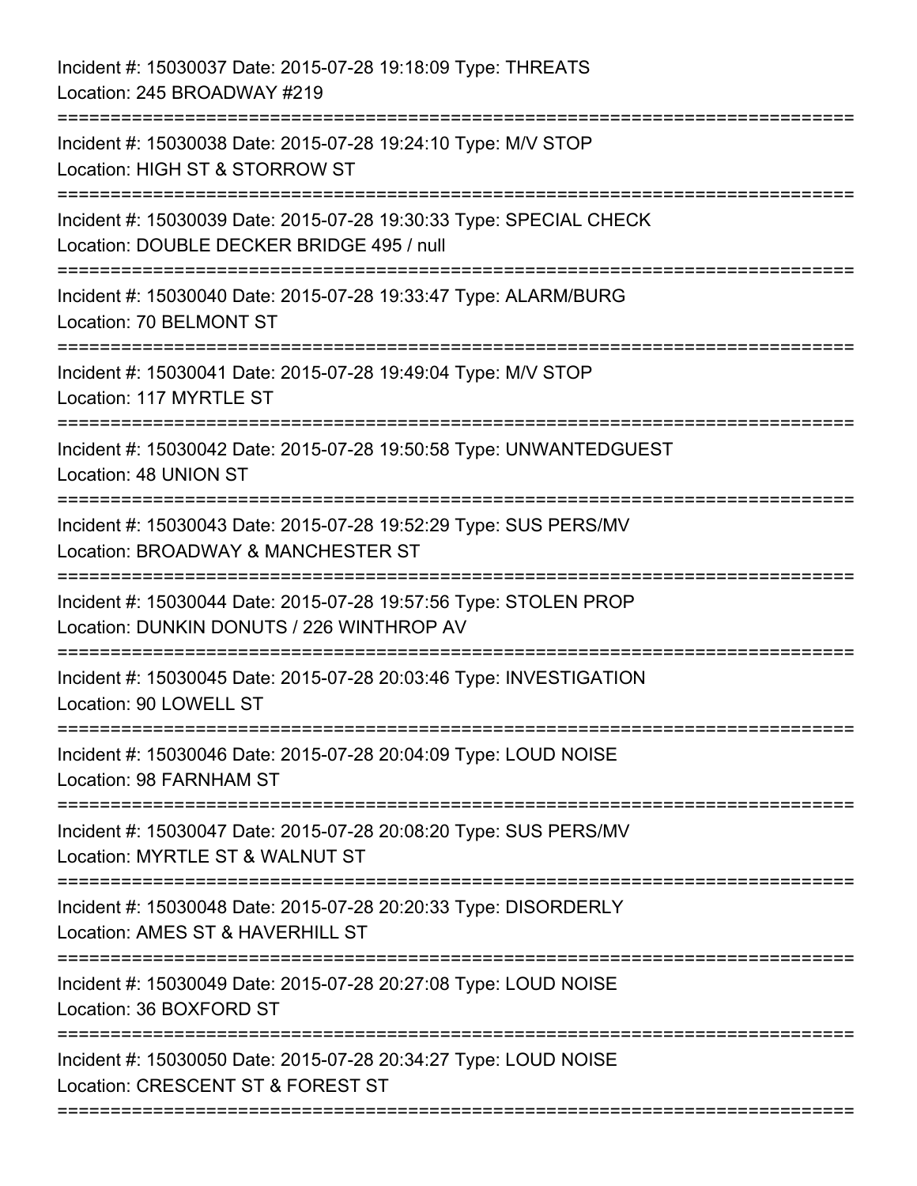Incident #: 15030037 Date: 2015-07-28 19:18:09 Type: THREATS
Location: 245 BROADWAY #219

===========================================================================

Incident #: 15030038 Date: 2015-07-28 19:24:10 Type: M/V STOP
Location: HIGH ST & STORROW ST

===========================================================================

Incident #: 15030039 Date: 2015-07-28 19:30:33 Type: SPECIAL CHECK
Location: DOUBLE DECKER BRIDGE 495 / null

===========================================================================

Incident #: 15030040 Date: 2015-07-28 19:33:47 Type: ALARM/BURG
Location: 70 BELMONT ST

===========================================================================

Incident #: 15030041 Date: 2015-07-28 19:49:04 Type: M/V STOP
Location: 117 MYRTLE ST

===========================================================================

Incident #: 15030042 Date: 2015-07-28 19:50:58 Type: UNWANTEDGUEST
Location: 48 UNION ST

===========================================================================

Incident #: 15030043 Date: 2015-07-28 19:52:29 Type: SUS PERS/MV
Location: BROADWAY & MANCHESTER ST

===========================================================================

Incident #: 15030044 Date: 2015-07-28 19:57:56 Type: STOLEN PROP
Location: DUNKIN DONUTS / 226 WINTHROP AV

===========================================================================

Incident #: 15030045 Date: 2015-07-28 20:03:46 Type: INVESTIGATION
Location: 90 LOWELL ST

===========================================================================

Incident #: 15030046 Date: 2015-07-28 20:04:09 Type: LOUD NOISE
Location: 98 FARNHAM ST

===========================================================================

Incident #: 15030047 Date: 2015-07-28 20:08:20 Type: SUS PERS/MV
Location: MYRTLE ST & WALNUT ST

===========================================================================

Incident #: 15030048 Date: 2015-07-28 20:20:33 Type: DISORDERLY
Location: AMES ST & HAVERHILL ST

===========================================================================

Incident #: 15030049 Date: 2015-07-28 20:27:08 Type: LOUD NOISE
Location: 36 BOXFORD ST

===========================================================================

Incident #: 15030050 Date: 2015-07-28 20:34:27 Type: LOUD NOISE
Location: CRESCENT ST & FOREST ST

===========================================================================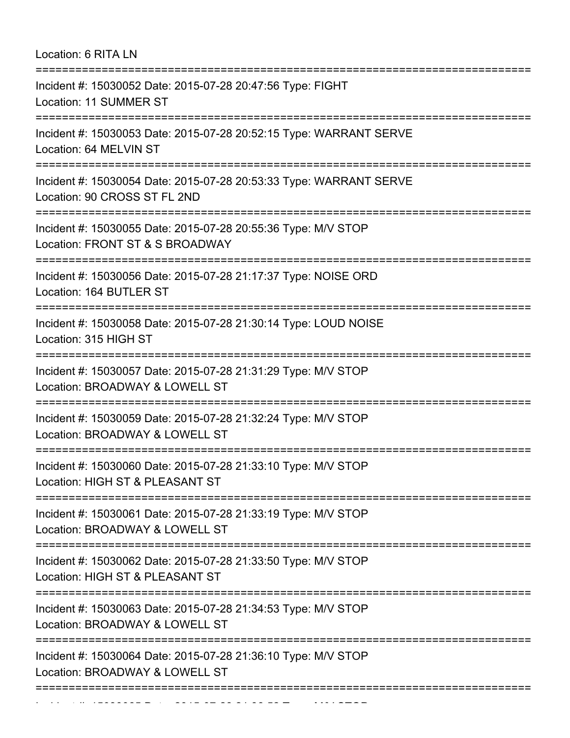Location: 6 RITA LN

===========================================================================

Incident #: 15030052 Date: 2015-07-28 20:47:56 Type: FIGHT
Location: 11 SUMMER ST

===========================================================================

Incident #: 15030053 Date: 2015-07-28 20:52:15 Type: WARRANT SERVE
Location: 64 MELVIN ST

===========================================================================

Incident #: 15030054 Date: 2015-07-28 20:53:33 Type: WARRANT SERVE
Location: 90 CROSS ST FL 2ND

===========================================================================

Incident #: 15030055 Date: 2015-07-28 20:55:36 Type: M/V STOP
Location: FRONT ST & S BROADWAY

===========================================================================

Incident #: 15030056 Date: 2015-07-28 21:17:37 Type: NOISE ORD
Location: 164 BUTLER ST

===========================================================================

Incident #: 15030058 Date: 2015-07-28 21:30:14 Type: LOUD NOISE
Location: 315 HIGH ST

===========================================================================

Incident #: 15030057 Date: 2015-07-28 21:31:29 Type: M/V STOP
Location: BROADWAY & LOWELL ST

===========================================================================

Incident #: 15030059 Date: 2015-07-28 21:32:24 Type: M/V STOP
Location: BROADWAY & LOWELL ST

===========================================================================

Incident #: 15030060 Date: 2015-07-28 21:33:10 Type: M/V STOP
Location: HIGH ST & PLEASANT ST

===========================================================================

Incident #: 15030061 Date: 2015-07-28 21:33:19 Type: M/V STOP
Location: BROADWAY & LOWELL ST

===========================================================================

Incident #: 15030062 Date: 2015-07-28 21:33:50 Type: M/V STOP
Location: HIGH ST & PLEASANT ST

===========================================================================

Incident #: 15030063 Date: 2015-07-28 21:34:53 Type: M/V STOP
Location: BROADWAY & LOWELL ST

===========================================================================

Incident #: 15030064 Date: 2015-07-28 21:36:10 Type: M/V STOP
Location: BROADWAY & LOWELL ST

===========================================================================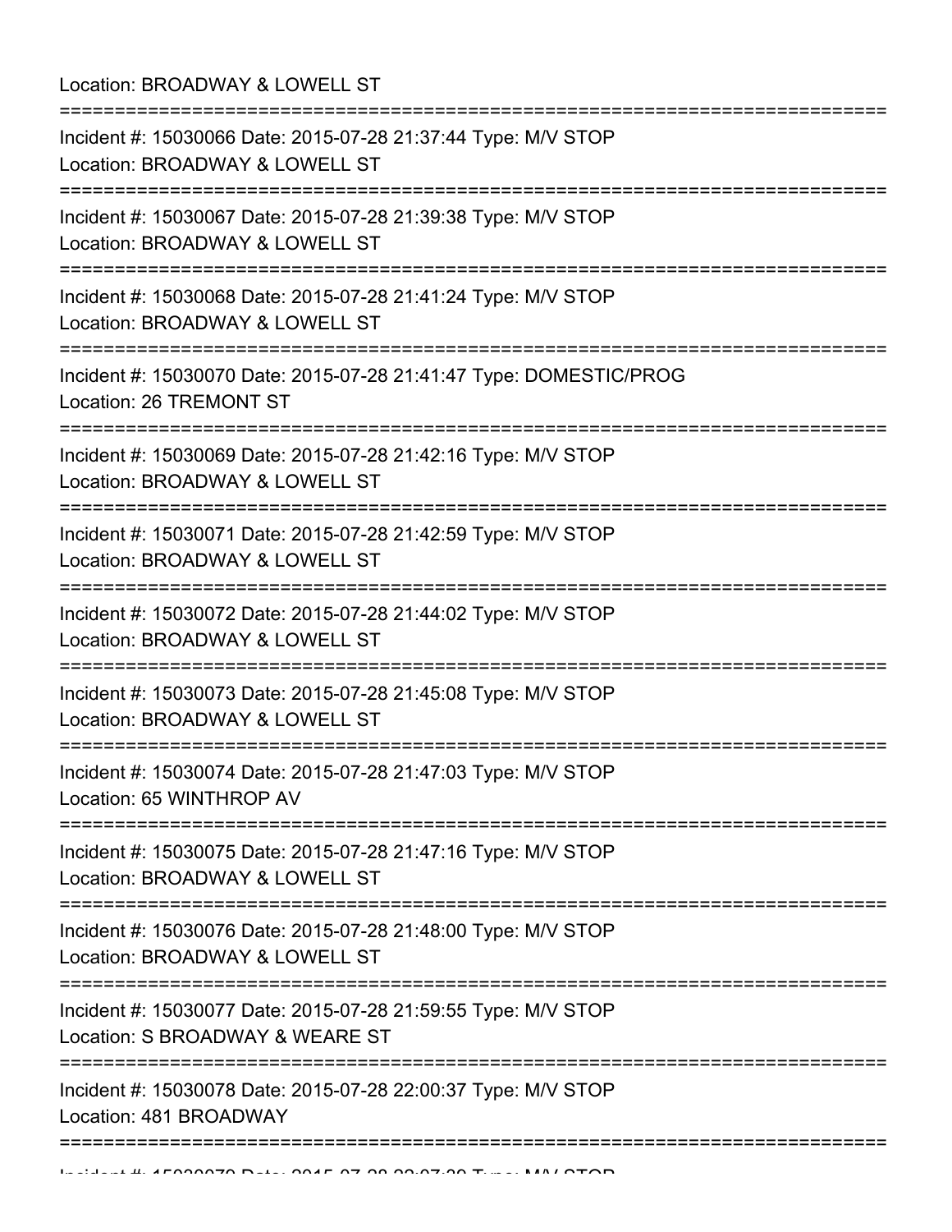Location: BROADWAY & LOWELL ST

===========================================================================

Incident #: 15030066 Date: 2015-07-28 21:37:44 Type: M/V STOP
Location: BROADWAY & LOWELL ST

===========================================================================

Incident #: 15030067 Date: 2015-07-28 21:39:38 Type: M/V STOP
Location: BROADWAY & LOWELL ST

===========================================================================

Incident #: 15030068 Date: 2015-07-28 21:41:24 Type: M/V STOP
Location: BROADWAY & LOWELL ST

===========================================================================

Incident #: 15030070 Date: 2015-07-28 21:41:47 Type: DOMESTIC/PROG
Location: 26 TREMONT ST

===========================================================================

Incident #: 15030069 Date: 2015-07-28 21:42:16 Type: M/V STOP
Location: BROADWAY & LOWELL ST

===========================================================================

Incident #: 15030071 Date: 2015-07-28 21:42:59 Type: M/V STOP
Location: BROADWAY & LOWELL ST

===========================================================================

Incident #: 15030072 Date: 2015-07-28 21:44:02 Type: M/V STOP
Location: BROADWAY & LOWELL ST

===========================================================================

Incident #: 15030073 Date: 2015-07-28 21:45:08 Type: M/V STOP
Location: BROADWAY & LOWELL ST

===========================================================================

Incident #: 15030074 Date: 2015-07-28 21:47:03 Type: M/V STOP
Location: 65 WINTHROP AV

===========================================================================

Incident #: 15030075 Date: 2015-07-28 21:47:16 Type: M/V STOP
Location: BROADWAY & LOWELL ST

===========================================================================

Incident #: 15030076 Date: 2015-07-28 21:48:00 Type: M/V STOP
Location: BROADWAY & LOWELL ST

===========================================================================

Incident #: 15030077 Date: 2015-07-28 21:59:55 Type: M/V STOP
Location: S BROADWAY & WEARE ST

===========================================================================

Incident #: 15030078 Date: 2015-07-28 22:00:37 Type: M/V STOP
Location: 481 BROADWAY

===========================================================================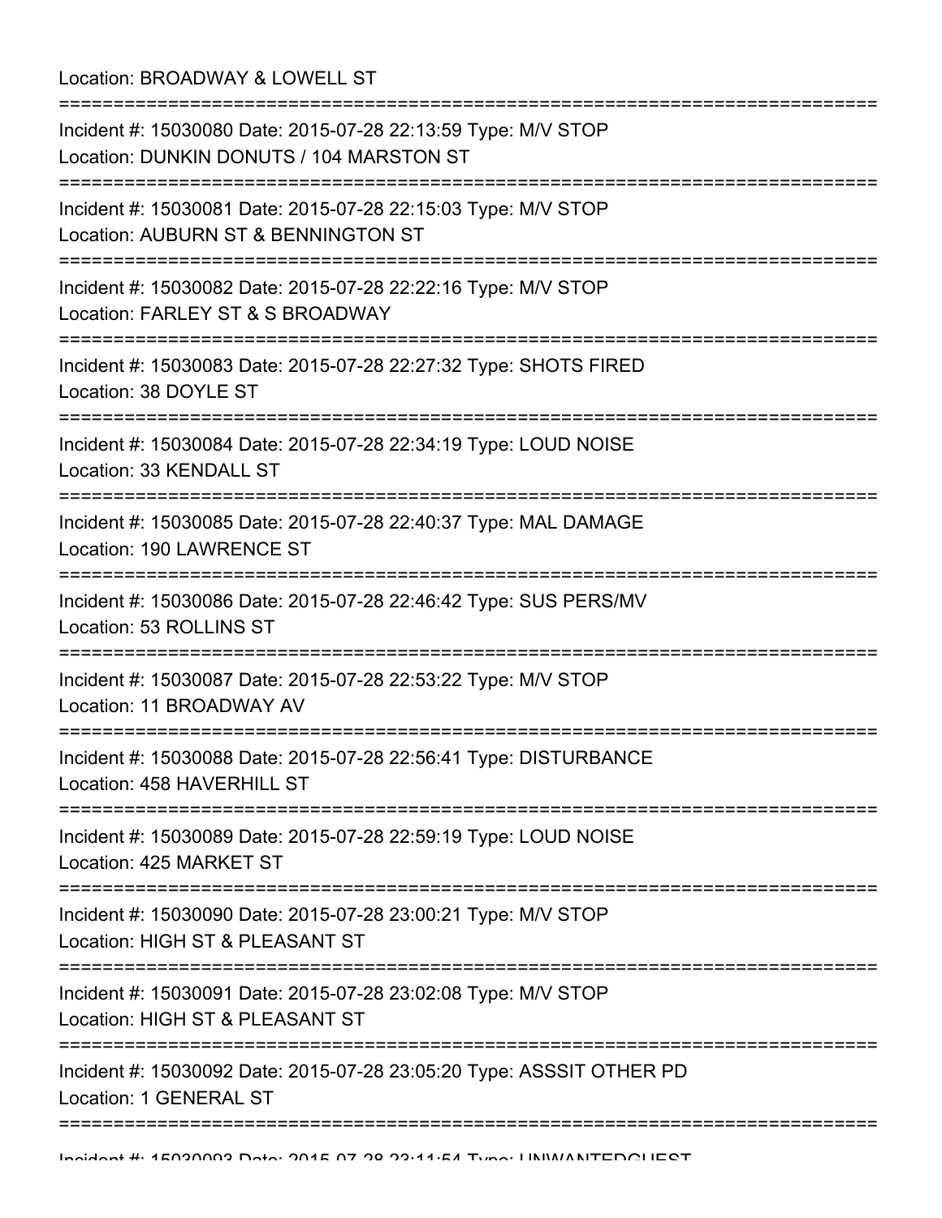Location: BROADWAY & LOWELL ST

===========================================================================

Incident #: 15030080 Date: 2015-07-28 22:13:59 Type: M/V STOP
Location: DUNKIN DONUTS / 104 MARSTON ST

===========================================================================

Incident #: 15030081 Date: 2015-07-28 22:15:03 Type: M/V STOP
Location: AUBURN ST & BENNINGTON ST

===========================================================================

Incident #: 15030082 Date: 2015-07-28 22:22:16 Type: M/V STOP
Location: FARLEY ST & S BROADWAY

===========================================================================

Incident #: 15030083 Date: 2015-07-28 22:27:32 Type: SHOTS FIRED
Location: 38 DOYLE ST

===========================================================================

Incident #: 15030084 Date: 2015-07-28 22:34:19 Type: LOUD NOISE
Location: 33 KENDALL ST

===========================================================================

Incident #: 15030085 Date: 2015-07-28 22:40:37 Type: MAL DAMAGE
Location: 190 LAWRENCE ST

===========================================================================

Incident #: 15030086 Date: 2015-07-28 22:46:42 Type: SUS PERS/MV
Location: 53 ROLLINS ST

===========================================================================

Incident #: 15030087 Date: 2015-07-28 22:53:22 Type: M/V STOP
Location: 11 BROADWAY AV

===========================================================================

Incident #: 15030088 Date: 2015-07-28 22:56:41 Type: DISTURBANCE
Location: 458 HAVERHILL ST

===========================================================================

Incident #: 15030089 Date: 2015-07-28 22:59:19 Type: LOUD NOISE
Location: 425 MARKET ST

===========================================================================

Incident #: 15030090 Date: 2015-07-28 23:00:21 Type: M/V STOP
Location: HIGH ST & PLEASANT ST

===========================================================================

Incident #: 15030091 Date: 2015-07-28 23:02:08 Type: M/V STOP
Location: HIGH ST & PLEASANT ST

===========================================================================

Incident #: 15030092 Date: 2015-07-28 23:05:20 Type: ASSSIT OTHER PD
Location: 1 GENERAL ST

===========================================================================

Incident #: 15030093 Date: 2015-07-28 23:11:54 Type: UNWANTEDGUEST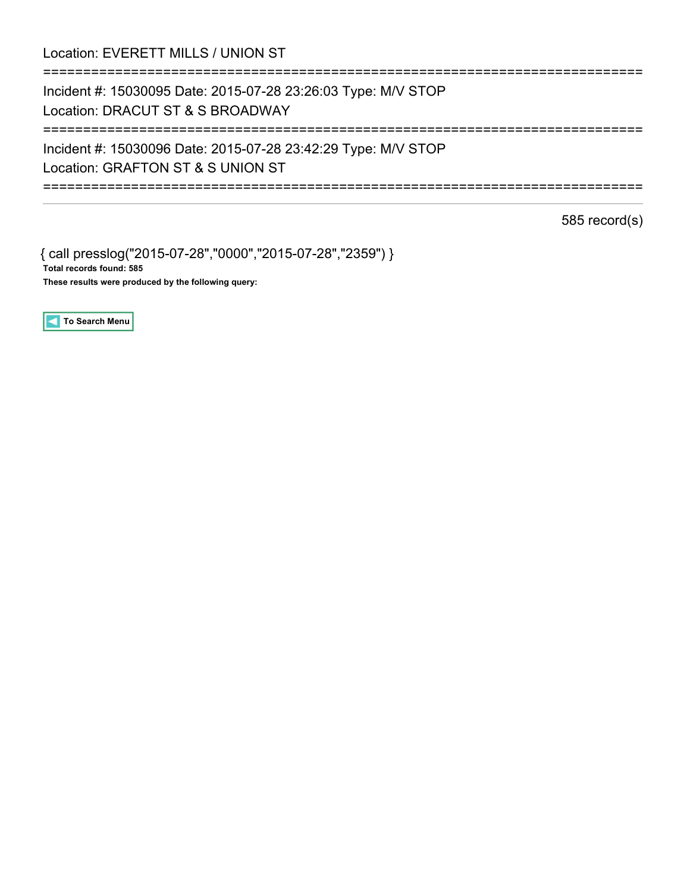Location: EVERETT MILLS / UNION ST

===========================================================================

Incident #: 15030095 Date: 2015-07-28 23:26:03 Type: M/V STOP

Location: DRACUT ST & S BROADWAY

===========================================================================

Incident #: 15030096 Date: 2015-07-28 23:42:29 Type: M/V STOP

Location: GRAFTON ST & S UNION ST

===========================================================================

---

585 record(s)

{ call presslog("2015-07-28","0000","2015-07-28","2359") }

**Total records found: 585**

**These results were produced by the following query:**

**To Search Menu**